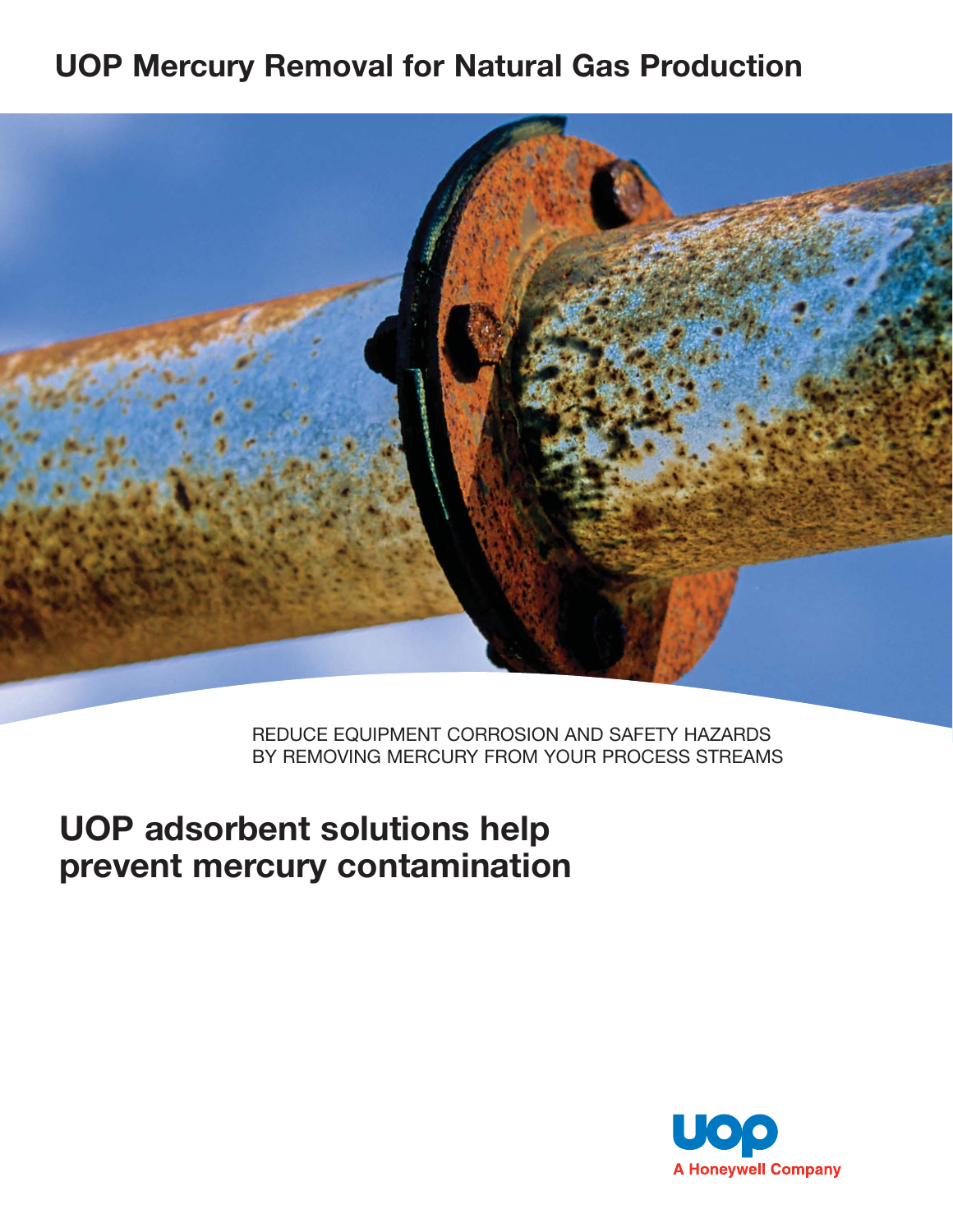# UOP Mercury Removal for Natural Gas Production

REDUCE EQUIPMENT CORROSION AND SAFETY HAZARDS BY REMOVING MERCURY FROM YOUR PROCESS STREAMS

## UOP adsorbent solutions help prevent mercury contamination

UOP
A Honeywell Company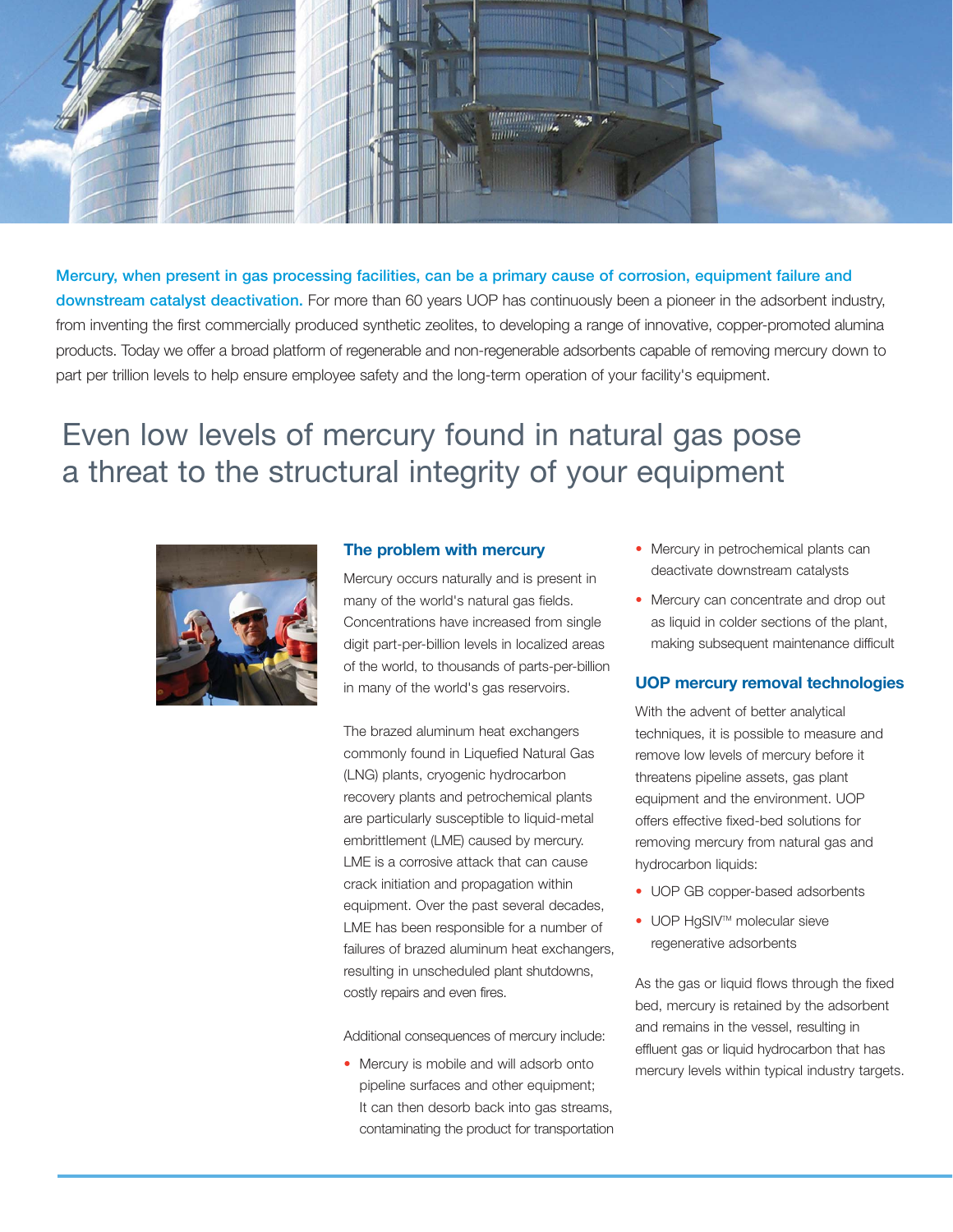**Mercury, when present in gas processing facilities, can be a primary cause of corrosion, equipment failure and downstream catalyst deactivation.** For more than 60 years UOP has continuously been a pioneer in the adsorbent industry, from inventing the first commercially produced synthetic zeolites, to developing a range of innovative, copper-promoted alumina products. Today we offer a broad platform of regenerable and non-regenerable adsorbents capable of removing mercury down to part per trillion levels to help ensure employee safety and the long-term operation of your facility's equipment.

# Even low levels of mercury found in natural gas pose a threat to the structural integrity of your equipment

## The problem with mercury

Mercury occurs naturally and is present in many of the world's natural gas fields. Concentrations have increased from single digit part-per-billion levels in localized areas of the world, to thousands of parts-per-billion in many of the world's gas reservoirs.

The brazed aluminum heat exchangers commonly found in Liquefied Natural Gas (LNG) plants, cryogenic hydrocarbon recovery plants and petrochemical plants are particularly susceptible to liquid-metal embrittlement (LME) caused by mercury. LME is a corrosive attack that can cause crack initiation and propagation within equipment. Over the past several decades, LME has been responsible for a number of failures of brazed aluminum heat exchangers, resulting in unscheduled plant shutdowns, costly repairs and even fires.

Additional consequences of mercury include:

- Mercury is mobile and will adsorb onto pipeline surfaces and other equipment; It can then desorb back into gas streams, contaminating the product for transportation
- Mercury in petrochemical plants can deactivate downstream catalysts
- Mercury can concentrate and drop out as liquid in colder sections of the plant, making subsequent maintenance difficult

## UOP mercury removal technologies

With the advent of better analytical techniques, it is possible to measure and remove low levels of mercury before it threatens pipeline assets, gas plant equipment and the environment. UOP offers effective fixed-bed solutions for removing mercury from natural gas and hydrocarbon liquids:

- UOP GB copper-based adsorbents
- UOP HgSIV™ molecular sieve regenerative adsorbents

As the gas or liquid flows through the fixed bed, mercury is retained by the adsorbent and remains in the vessel, resulting in effluent gas or liquid hydrocarbon that has mercury levels within typical industry targets.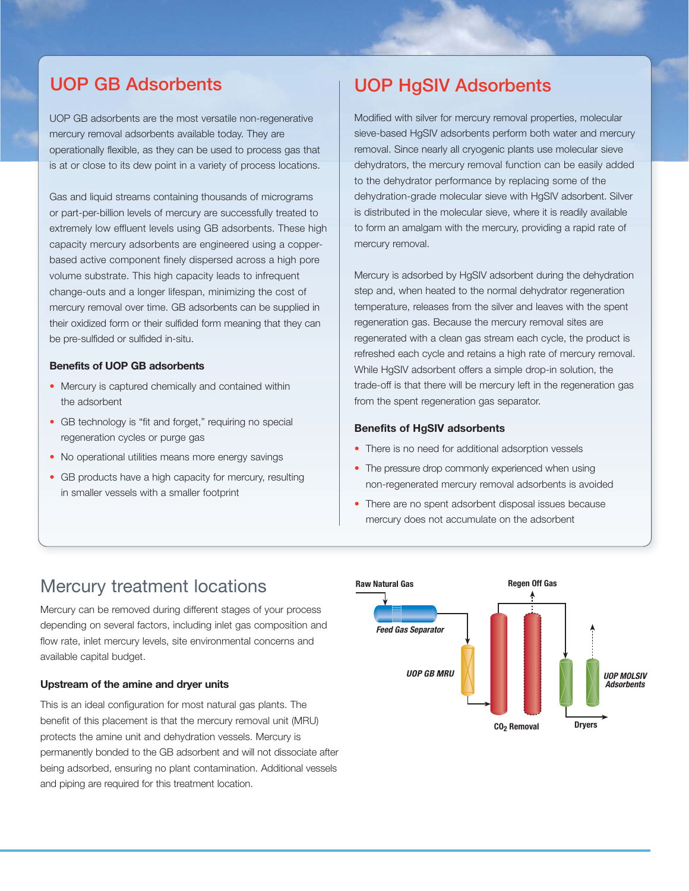## UOP GB Adsorbents

UOP GB adsorbents are the most versatile non-regenerative mercury removal adsorbents available today. They are operationally flexible, as they can be used to process gas that is at or close to its dew point in a variety of process locations.

Gas and liquid streams containing thousands of micrograms or part-per-billion levels of mercury are successfully treated to extremely low effluent levels using GB adsorbents. These high capacity mercury adsorbents are engineered using a copper-based active component finely dispersed across a high pore volume substrate. This high capacity leads to infrequent change-outs and a longer lifespan, minimizing the cost of mercury removal over time. GB adsorbents can be supplied in their oxidized form or their sulfided form meaning that they can be pre-sulfided or sulfided in-situ.

### Benefits of UOP GB adsorbents

- Mercury is captured chemically and contained within the adsorbent
- GB technology is "fit and forget," requiring no special regeneration cycles or purge gas
- No operational utilities means more energy savings
- GB products have a high capacity for mercury, resulting in smaller vessels with a smaller footprint

## UOP HgSIV Adsorbents

Modified with silver for mercury removal properties, molecular sieve-based HgSIV adsorbents perform both water and mercury removal. Since nearly all cryogenic plants use molecular sieve dehydrators, the mercury removal function can be easily added to the dehydrator performance by replacing some of the dehydration-grade molecular sieve with HgSIV adsorbent. Silver is distributed in the molecular sieve, where it is readily available to form an amalgam with the mercury, providing a rapid rate of mercury removal.

Mercury is adsorbed by HgSIV adsorbent during the dehydration step and, when heated to the normal dehydrator regeneration temperature, releases from the silver and leaves with the spent regeneration gas. Because the mercury removal sites are regenerated with a clean gas stream each cycle, the product is refreshed each cycle and retains a high rate of mercury removal. While HgSIV adsorbent offers a simple drop-in solution, the trade-off is that there will be mercury left in the regeneration gas from the spent regeneration gas separator.

### Benefits of HgSIV adsorbents

- There is no need for additional adsorption vessels
- The pressure drop commonly experienced when using non-regenerated mercury removal adsorbents is avoided
- There are no spent adsorbent disposal issues because mercury does not accumulate on the adsorbent

## Mercury treatment locations

Mercury can be removed during different stages of your process depending on several factors, including inlet gas composition and flow rate, inlet mercury levels, site environmental concerns and available capital budget.

### Upstream of the amine and dryer units

This is an ideal configuration for most natural gas plants. The benefit of this placement is that the mercury removal unit (MRU) protects the amine unit and dehydration vessels. Mercury is permanently bonded to the GB adsorbent and will not dissociate after being adsorbed, ensuring no plant contamination. Additional vessels and piping are required for this treatment location.

Raw Natural Gas — Feed Gas Separator — UOP GB MRU — $CO_2$ Removal — Regen Off Gas — Dryers — UOP MOLSIV Adsorbents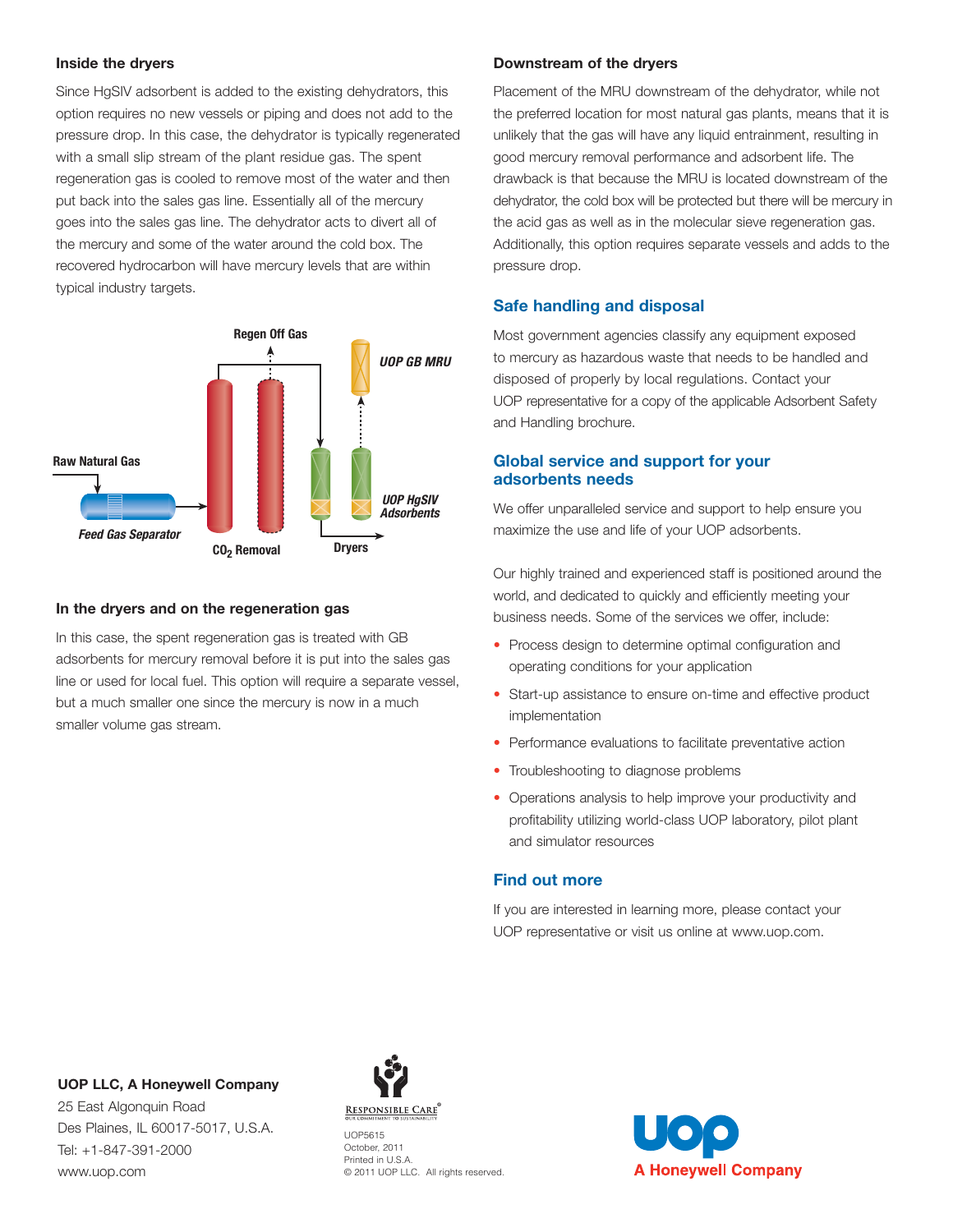### Inside the dryers

Since HgSIV adsorbent is added to the existing dehydrators, this option requires no new vessels or piping and does not add to the pressure drop. In this case, the dehydrator is typically regenerated with a small slip stream of the plant residue gas. The spent regeneration gas is cooled to remove most of the water and then put back into the sales gas line. Essentially all of the mercury goes into the sales gas line. The dehydrator acts to divert all of the mercury and some of the water around the cold box. The recovered hydrocarbon will have mercury levels that are within typical industry targets.

Regen Off Gas

*UOP GB MRU*

Raw Natural Gas

*UOP HgSIV Adsorbents*

*Feed Gas Separator*

$CO_2$ Removal

Dryers

### In the dryers and on the regeneration gas

In this case, the spent regeneration gas is treated with GB adsorbents for mercury removal before it is put into the sales gas line or used for local fuel. This option will require a separate vessel, but a much smaller one since the mercury is now in a much smaller volume gas stream.

### Downstream of the dryers

Placement of the MRU downstream of the dehydrator, while not the preferred location for most natural gas plants, means that it is unlikely that the gas will have any liquid entrainment, resulting in good mercury removal performance and adsorbent life. The drawback is that because the MRU is located downstream of the dehydrator, the cold box will be protected but there will be mercury in the acid gas as well as in the molecular sieve regeneration gas. Additionally, this option requires separate vessels and adds to the pressure drop.

## Safe handling and disposal

Most government agencies classify any equipment exposed to mercury as hazardous waste that needs to be handled and disposed of properly by local regulations. Contact your UOP representative for a copy of the applicable Adsorbent Safety and Handling brochure.

## Global service and support for your adsorbents needs

We offer unparalleled service and support to help ensure you maximize the use and life of your UOP adsorbents.

Our highly trained and experienced staff is positioned around the world, and dedicated to quickly and efficiently meeting your business needs. Some of the services we offer, include:

- Process design to determine optimal configuration and operating conditions for your application
- Start-up assistance to ensure on-time and effective product implementation
- Performance evaluations to facilitate preventative action
- Troubleshooting to diagnose problems
- Operations analysis to help improve your productivity and profitability utilizing world-class UOP laboratory, pilot plant and simulator resources

## Find out more

If you are interested in learning more, please contact your UOP representative or visit us online at www.uop.com.

**UOP LLC, A Honeywell Company**
25 East Algonquin Road
Des Plaines, IL 60017-5017, U.S.A.
Tel: +1-847-391-2000
www.uop.com

Responsible Care®
Our commitment to sustainability

UOP5615
October, 2011
Printed in U.S.A.
© 2011 UOP LLC. All rights reserved.

uop
A Honeywell Company